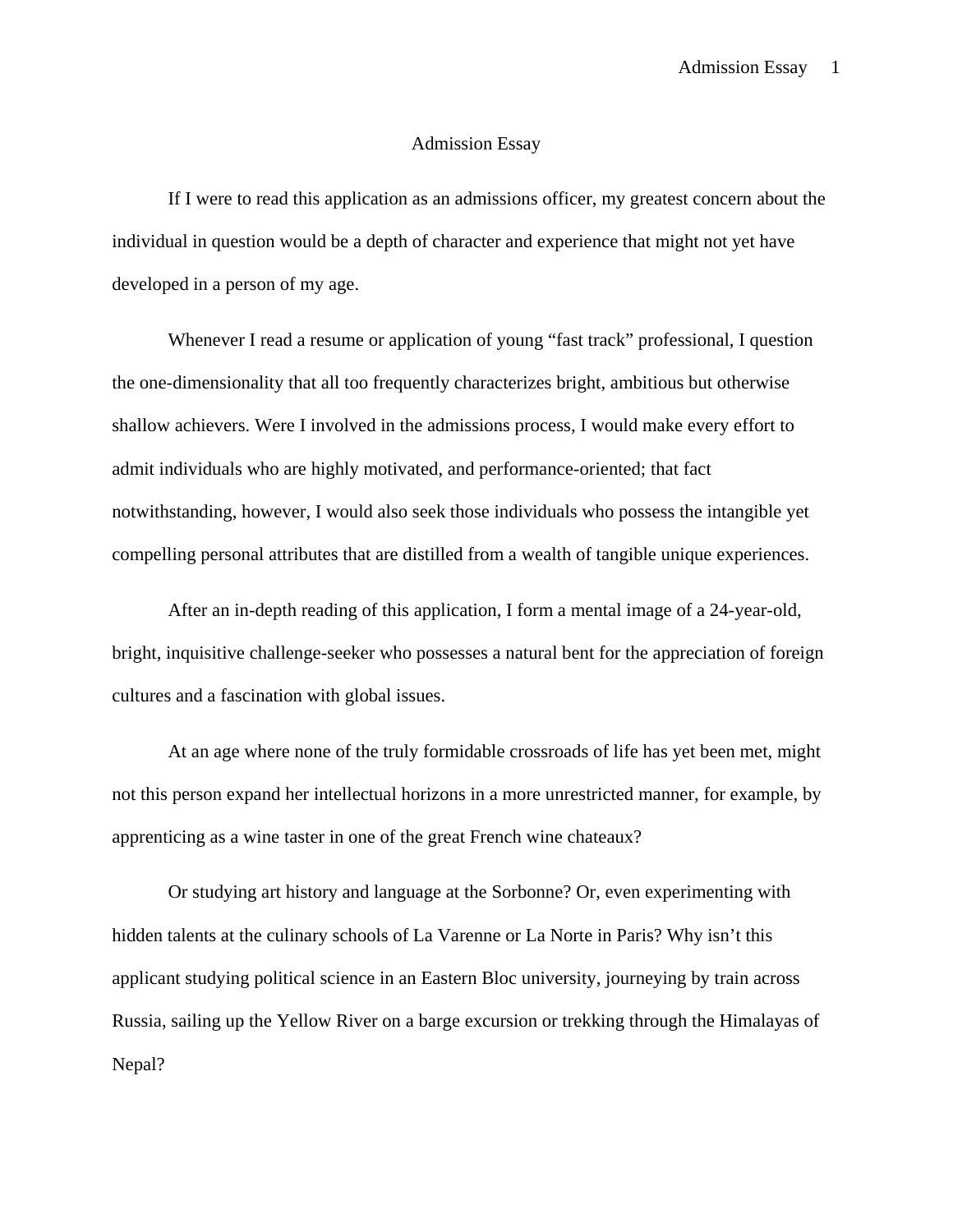# Admission Essay

If I were to read this application as an admissions officer, my greatest concern about the individual in question would be a depth of character and experience that might not yet have developed in a person of my age.

Whenever I read a resume or application of young “fast track” professional, I question the one-dimensionality that all too frequently characterizes bright, ambitious but otherwise shallow achievers. Were I involved in the admissions process, I would make every effort to admit individuals who are highly motivated, and performance-oriented; that fact notwithstanding, however, I would also seek those individuals who possess the intangible yet compelling personal attributes that are distilled from a wealth of tangible unique experiences.

After an in-depth reading of this application, I form a mental image of a 24-year-old, bright, inquisitive challenge-seeker who possesses a natural bent for the appreciation of foreign cultures and a fascination with global issues.

At an age where none of the truly formidable crossroads of life has yet been met, might not this person expand her intellectual horizons in a more unrestricted manner, for example, by apprenticing as a wine taster in one of the great French wine chateaux?

Or studying art history and language at the Sorbonne? Or, even experimenting with hidden talents at the culinary schools of La Varenne or La Norte in Paris? Why isn’t this applicant studying political science in an Eastern Bloc university, journeying by train across Russia, sailing up the Yellow River on a barge excursion or trekking through the Himalayas of Nepal?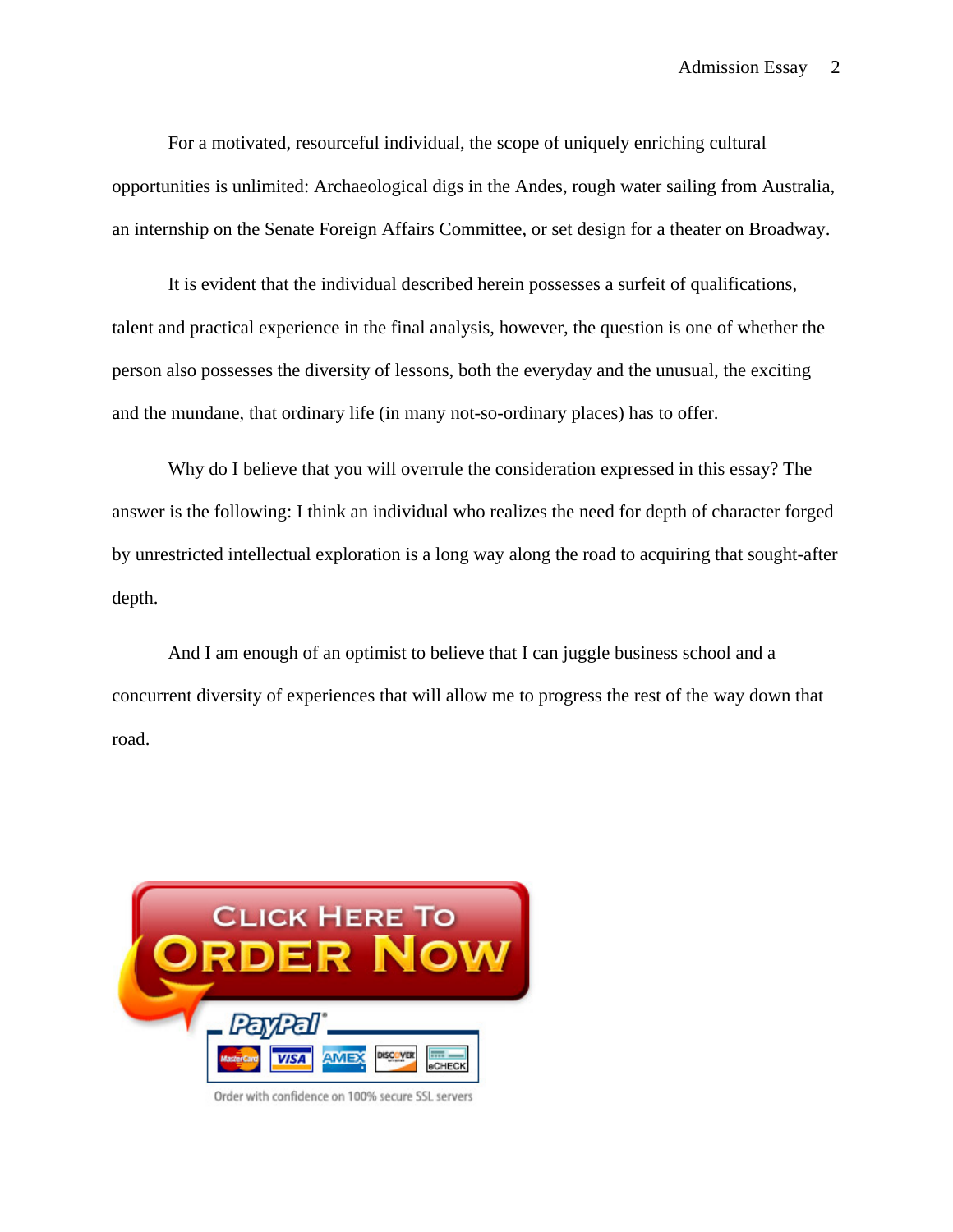For a motivated, resourceful individual, the scope of uniquely enriching cultural opportunities is unlimited: Archaeological digs in the Andes, rough water sailing from Australia, an internship on the Senate Foreign Affairs Committee, or set design for a theater on Broadway.

It is evident that the individual described herein possesses a surfeit of qualifications, talent and practical experience in the final analysis, however, the question is one of whether the person also possesses the diversity of lessons, both the everyday and the unusual, the exciting and the mundane, that ordinary life (in many not-so-ordinary places) has to offer.

Why do I believe that you will overrule the consideration expressed in this essay? The answer is the following: I think an individual who realizes the need for depth of character forged by unrestricted intellectual exploration is a long way along the road to acquiring that sought-after depth.

And I am enough of an optimist to believe that I can juggle business school and a concurrent diversity of experiences that will allow me to progress the rest of the way down that road.

Click Here To Order Now

PayPal

MasterCard VISA AMEX DISCOVER eCHECK

Order with confidence on 100% secure SSL servers